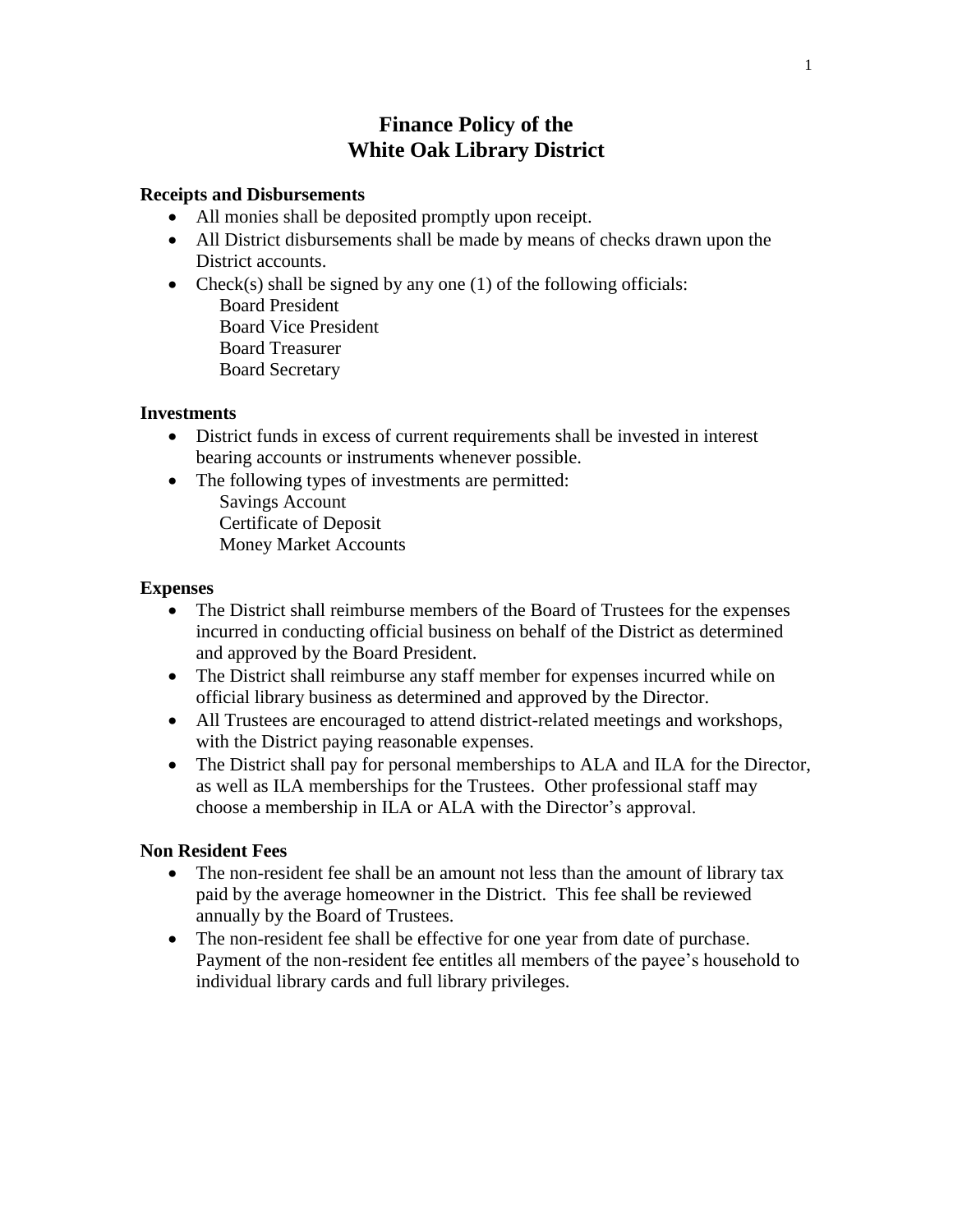# Finance Policy of the White Oak Library District

### Receipts and Disbursements

- All monies shall be deposited promptly upon receipt.
- All District disbursements shall be made by means of checks drawn upon the District accounts.
- Check(s) shall be signed by any one (1) of the following officials:
  - Board President
  - Board Vice President
  - Board Treasurer
  - Board Secretary

### Investments

- District funds in excess of current requirements shall be invested in interest bearing accounts or instruments whenever possible.
- The following types of investments are permitted:
  - Savings Account
  - Certificate of Deposit
  - Money Market Accounts

### Expenses

- The District shall reimburse members of the Board of Trustees for the expenses incurred in conducting official business on behalf of the District as determined and approved by the Board President.
- The District shall reimburse any staff member for expenses incurred while on official library business as determined and approved by the Director.
- All Trustees are encouraged to attend district-related meetings and workshops, with the District paying reasonable expenses.
- The District shall pay for personal memberships to ALA and ILA for the Director, as well as ILA memberships for the Trustees. Other professional staff may choose a membership in ILA or ALA with the Director's approval.

### Non Resident Fees

- The non-resident fee shall be an amount not less than the amount of library tax paid by the average homeowner in the District. This fee shall be reviewed annually by the Board of Trustees.
- The non-resident fee shall be effective for one year from date of purchase. Payment of the non-resident fee entitles all members of the payee's household to individual library cards and full library privileges.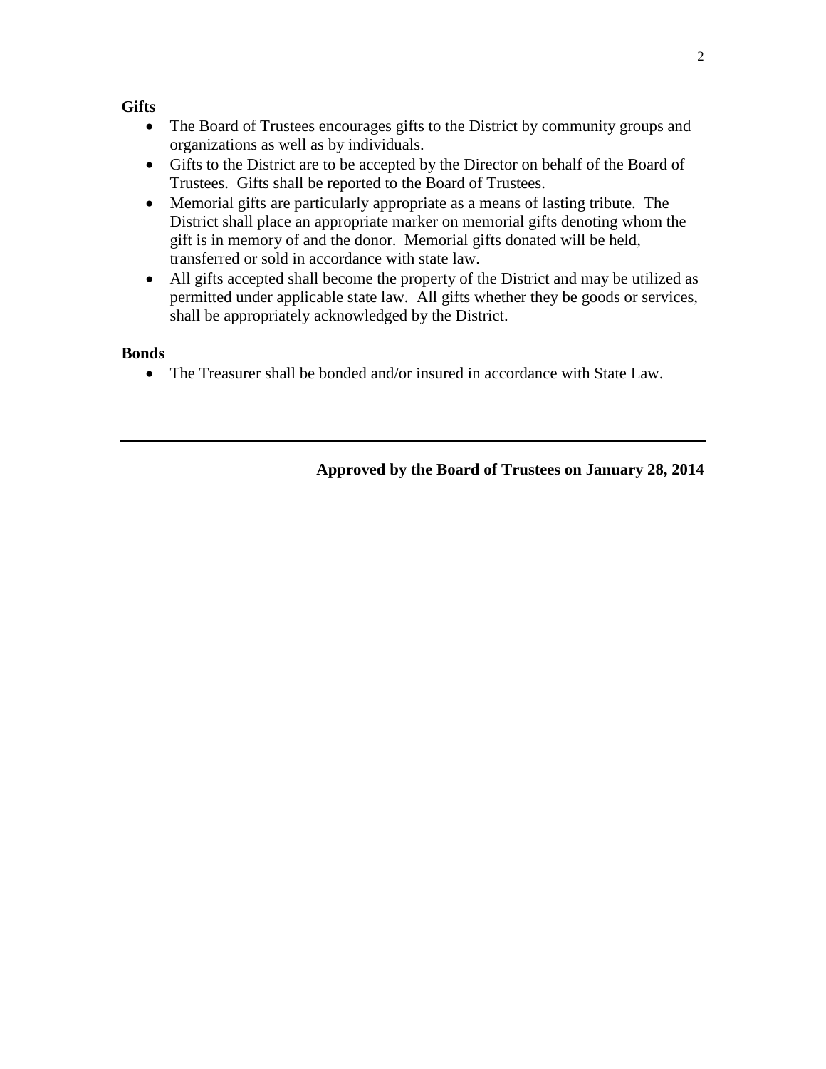**Gifts**

- The Board of Trustees encourages gifts to the District by community groups and organizations as well as by individuals.
- Gifts to the District are to be accepted by the Director on behalf of the Board of Trustees. Gifts shall be reported to the Board of Trustees.
- Memorial gifts are particularly appropriate as a means of lasting tribute. The District shall place an appropriate marker on memorial gifts denoting whom the gift is in memory of and the donor. Memorial gifts donated will be held, transferred or sold in accordance with state law.
- All gifts accepted shall become the property of the District and may be utilized as permitted under applicable state law. All gifts whether they be goods or services, shall be appropriately acknowledged by the District.

**Bonds**

- The Treasurer shall be bonded and/or insured in accordance with State Law.

---

**Approved by the Board of Trustees on January 28, 2014**